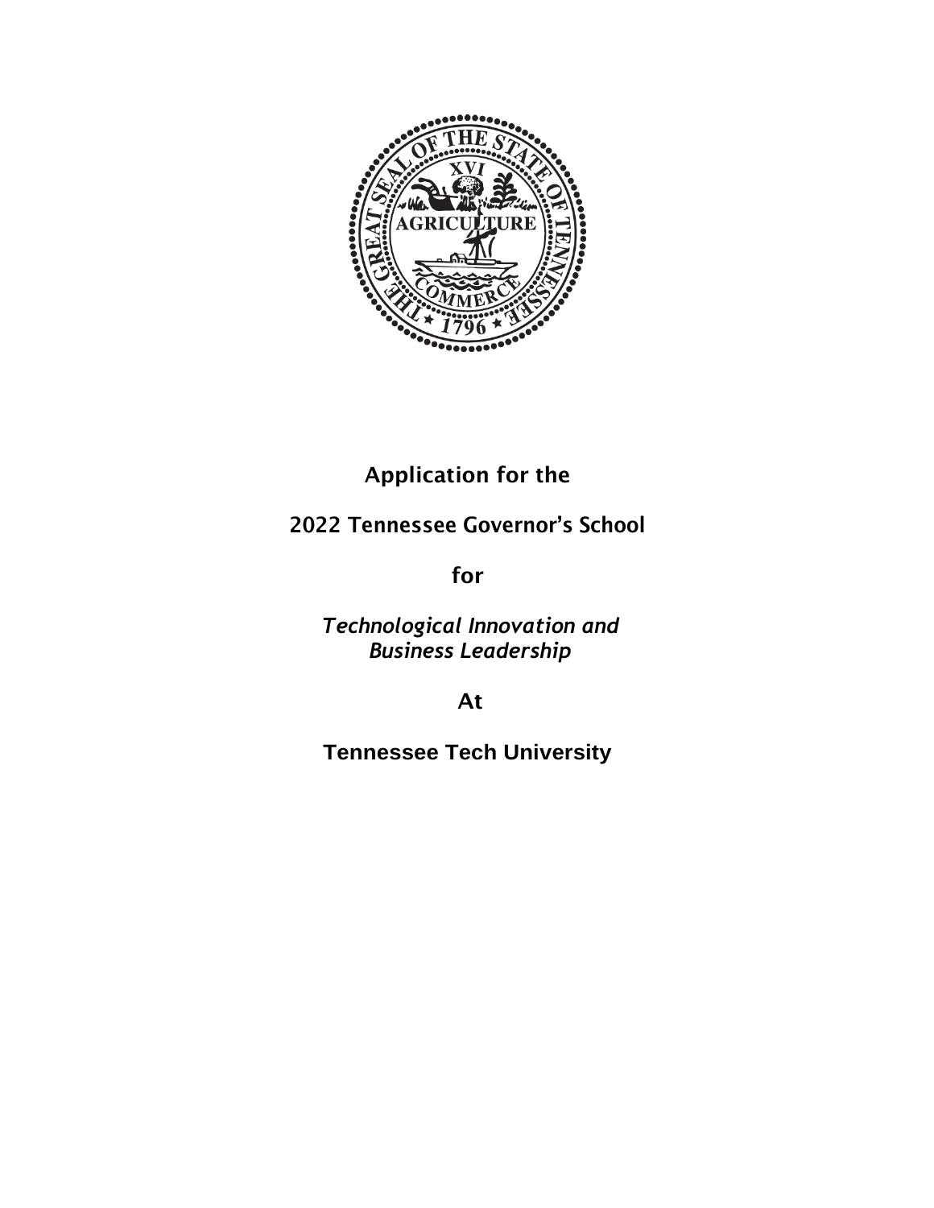# Application for the

# 2022 Tennessee Governor's School

# for

# *Technological Innovation and Business Leadership*

# At

# Tennessee Tech University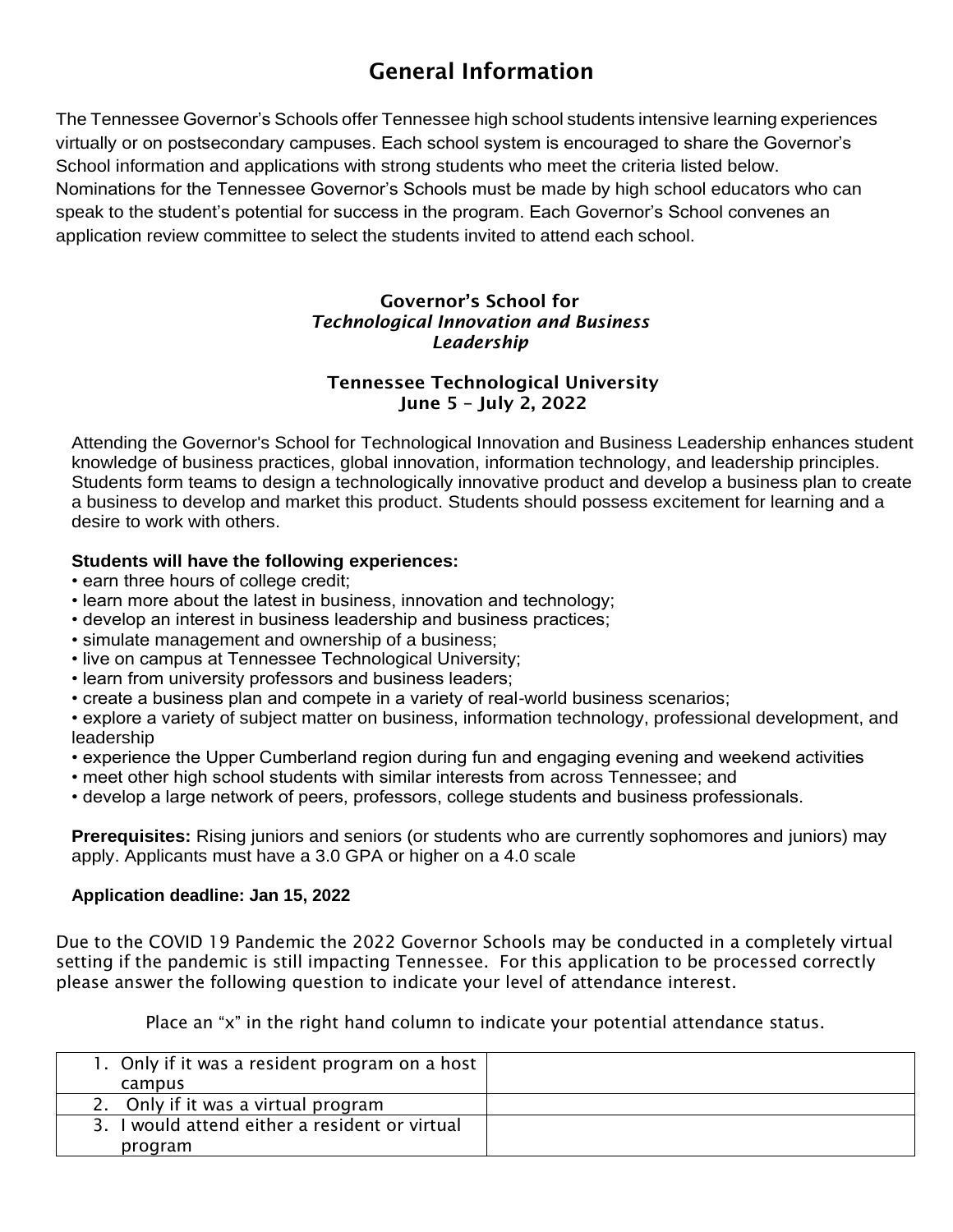# General Information

The Tennessee Governor's Schools offer Tennessee high school students intensive learning experiences virtually or on postsecondary campuses. Each school system is encouraged to share the Governor's School information and applications with strong students who meet the criteria listed below. Nominations for the Tennessee Governor's Schools must be made by high school educators who can speak to the student's potential for success in the program. Each Governor's School convenes an application review committee to select the students invited to attend each school.

### Governor's School for *Technological Innovation and Business Leadership*

### Tennessee Technological University
### June 5 – July 2, 2022

Attending the Governor's School for Technological Innovation and Business Leadership enhances student knowledge of business practices, global innovation, information technology, and leadership principles. Students form teams to design a technologically innovative product and develop a business plan to create a business to develop and market this product. Students should possess excitement for learning and a desire to work with others.

**Students will have the following experiences:**

- earn three hours of college credit;
- learn more about the latest in business, innovation and technology;
- develop an interest in business leadership and business practices;
- simulate management and ownership of a business;
- live on campus at Tennessee Technological University;
- learn from university professors and business leaders;
- create a business plan and compete in a variety of real-world business scenarios;
- explore a variety of subject matter on business, information technology, professional development, and leadership
- experience the Upper Cumberland region during fun and engaging evening and weekend activities
- meet other high school students with similar interests from across Tennessee; and
- develop a large network of peers, professors, college students and business professionals.

**Prerequisites:** Rising juniors and seniors (or students who are currently sophomores and juniors) may apply. Applicants must have a 3.0 GPA or higher on a 4.0 scale

**Application deadline: Jan 15, 2022**

Due to the COVID 19 Pandemic the 2022 Governor Schools may be conducted in a completely virtual setting if the pandemic is still impacting Tennessee. For this application to be processed correctly please answer the following question to indicate your level of attendance interest.

Place an "x" in the right hand column to indicate your potential attendance status.

| | |
|---|---|
| 1. Only if it was a resident program on a host campus | |
| 2. Only if it was a virtual program | |
| 3. I would attend either a resident or virtual program | |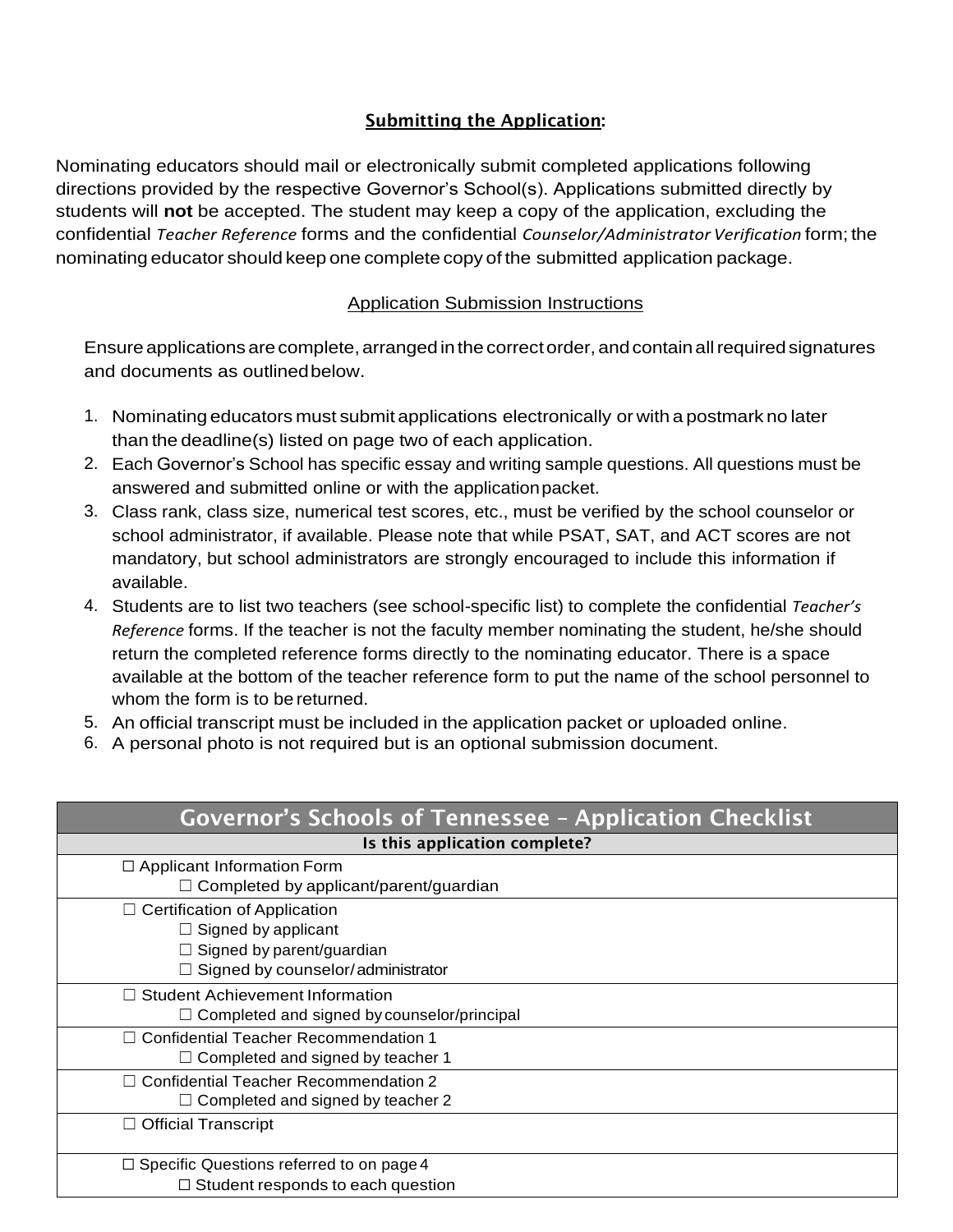## **Submitting the Application:**

Nominating educators should mail or electronically submit completed applications following directions provided by the respective Governor's School(s). Applications submitted directly by students will **not** be accepted. The student may keep a copy of the application, excluding the confidential *Teacher Reference* forms and the confidential *Counselor/Administrator Verification* form; the nominating educator should keep one complete copy of the submitted application package.

### Application Submission Instructions

Ensure applications are complete, arranged in the correct order, and contain all required signatures and documents as outlined below.

1. Nominating educators must submit applications electronically or with a postmark no later than the deadline(s) listed on page two of each application.
2. Each Governor's School has specific essay and writing sample questions. All questions must be answered and submitted online or with the application packet.
3. Class rank, class size, numerical test scores, etc., must be verified by the school counselor or school administrator, if available. Please note that while PSAT, SAT, and ACT scores are not mandatory, but school administrators are strongly encouraged to include this information if available.
4. Students are to list two teachers (see school-specific list) to complete the confidential *Teacher's Reference* forms. If the teacher is not the faculty member nominating the student, he/she should return the completed reference forms directly to the nominating educator. There is a space available at the bottom of the teacher reference form to put the name of the school personnel to whom the form is to be returned.
5. An official transcript must be included in the application packet or uploaded online.
6. A personal photo is not required but is an optional submission document.

| Governor's Schools of Tennessee – Application Checklist |
|---|
| **Is this application complete?** |
| ☐ Applicant Information Form<br>☐ Completed by applicant/parent/guardian |
| ☐ Certification of Application<br>☐ Signed by applicant<br>☐ Signed by parent/guardian<br>☐ Signed by counselor/administrator |
| ☐ Student Achievement Information<br>☐ Completed and signed by counselor/principal |
| ☐ Confidential Teacher Recommendation 1<br>☐ Completed and signed by teacher 1 |
| ☐ Confidential Teacher Recommendation 2<br>☐ Completed and signed by teacher 2 |
| ☐ Official Transcript |
| ☐ Specific Questions referred to on page 4<br>☐ Student responds to each question |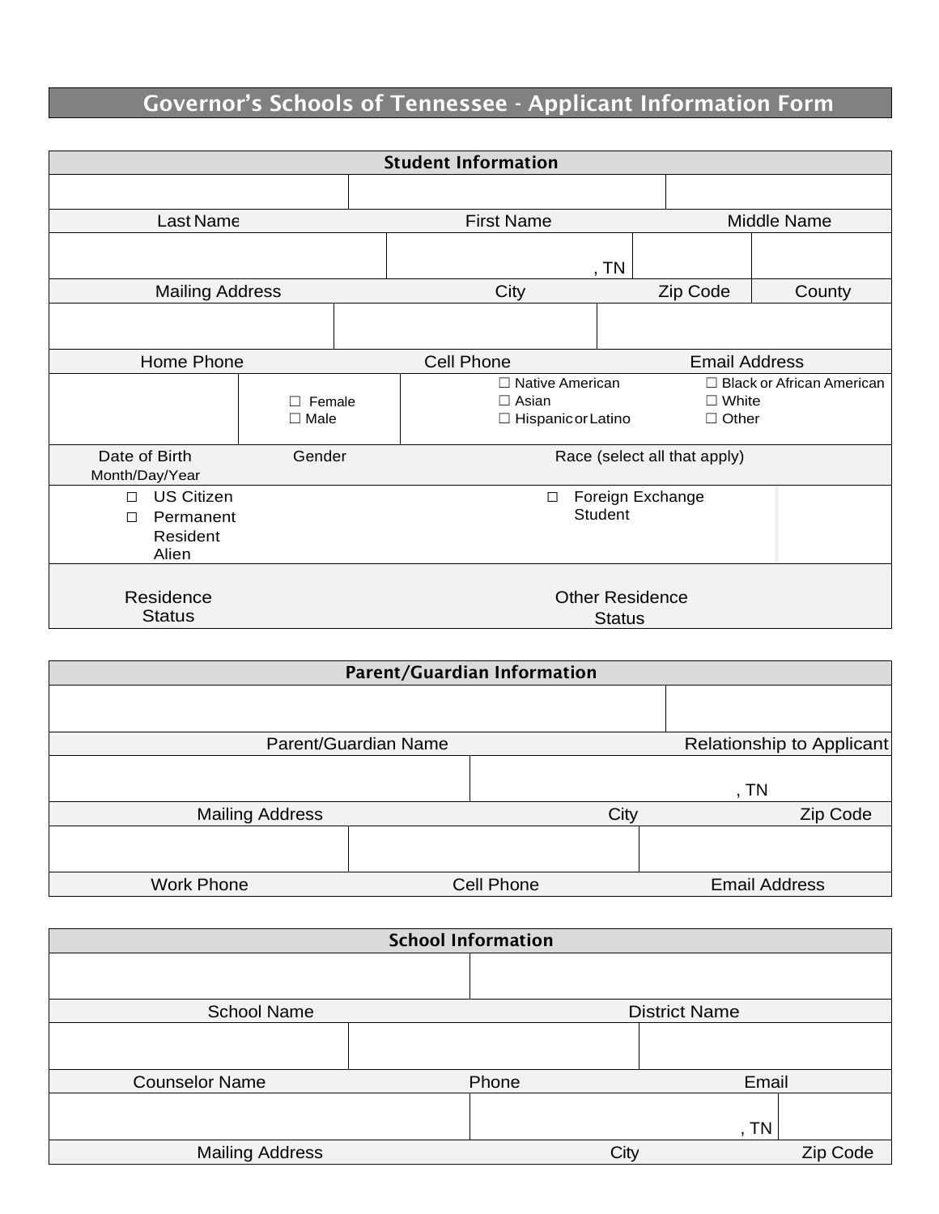# Governor's Schools of Tennessee - Applicant Information Form

## Student Information

| | | | |
|---|---|---|---|
| | | | |
| Last Name | First Name | Middle Name | |
| | , TN | | |
| Mailing Address | City | Zip Code | County |
| | | | |
| Home Phone | Cell Phone | Email Address | |

| | | | |
|---|---|---|---|
| | ☐ Female<br>☐ Male | ☐ Native American<br>☐ Asian<br>☐ Hispanic or Latino | ☐ Black or African American<br>☐ White<br>☐ Other |
| Date of Birth<br>Month/Day/Year | Gender | Race (select all that apply) | |

| | | |
|---|---|---|
| ☐ US Citizen<br>☐ Permanent Resident Alien | ☐ Foreign Exchange Student | |
| Residence Status | Other Residence Status | |

## Parent/Guardian Information

| | | |
|---|---|---|
| | | |
| Parent/Guardian Name | | Relationship to Applicant |
| | , TN | |
| Mailing Address | City | Zip Code |
| | | |
| Work Phone | Cell Phone | Email Address |

## School Information

| | | |
|---|---|---|
| | | |
| School Name | District Name | |
| | | |
| Counselor Name | Phone | Email |
| | , TN | |
| Mailing Address | City | Zip Code |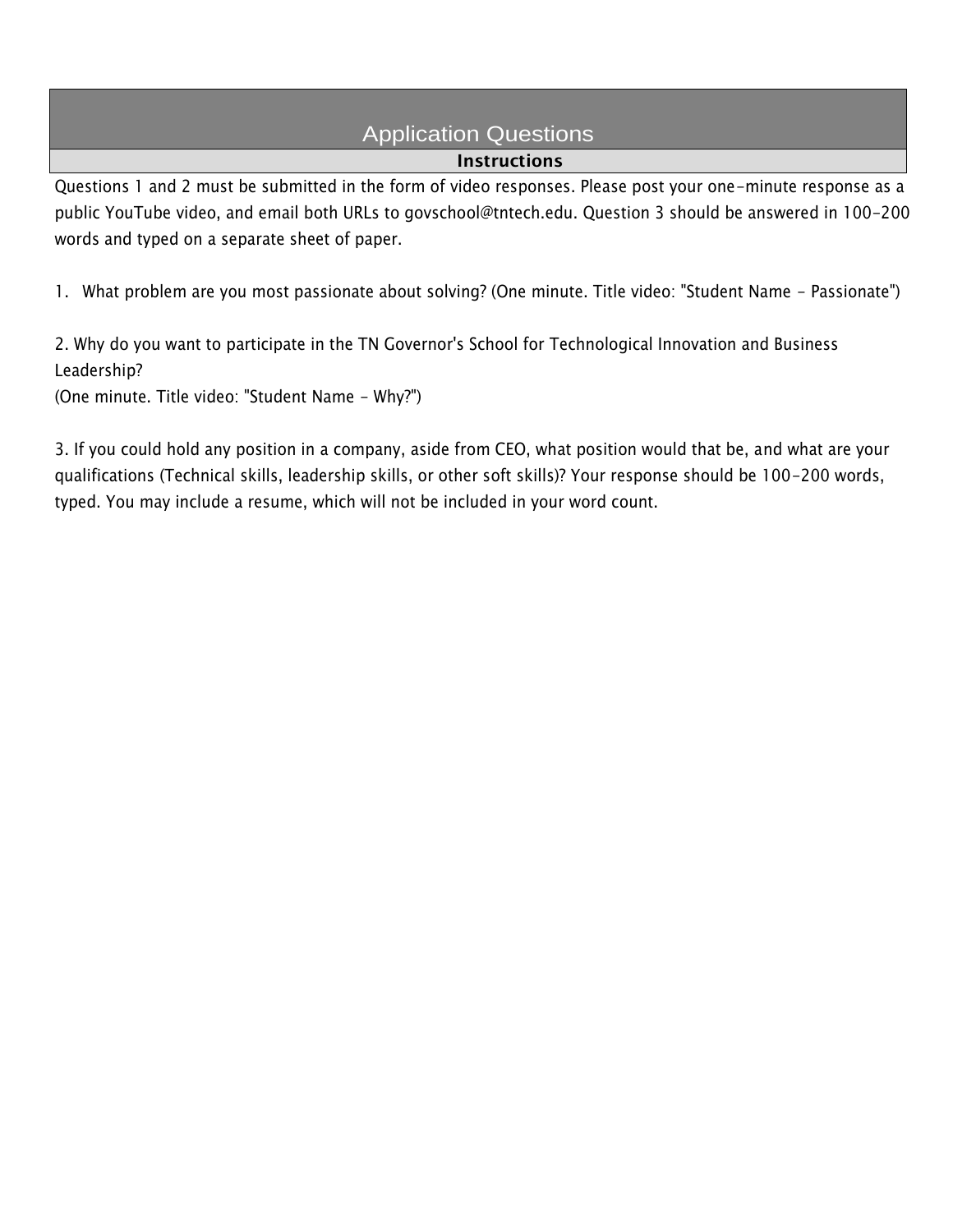## Application Questions

**Instructions**

Questions 1 and 2 must be submitted in the form of video responses. Please post your one-minute response as a public YouTube video, and email both URLs to govschool@tntech.edu. Question 3 should be answered in 100-200 words and typed on a separate sheet of paper.

1. What problem are you most passionate about solving? (One minute. Title video: "Student Name - Passionate")

2. Why do you want to participate in the TN Governor's School for Technological Innovation and Business Leadership?
(One minute. Title video: "Student Name - Why?")

3. If you could hold any position in a company, aside from CEO, what position would that be, and what are your qualifications (Technical skills, leadership skills, or other soft skills)? Your response should be 100-200 words, typed. You may include a resume, which will not be included in your word count.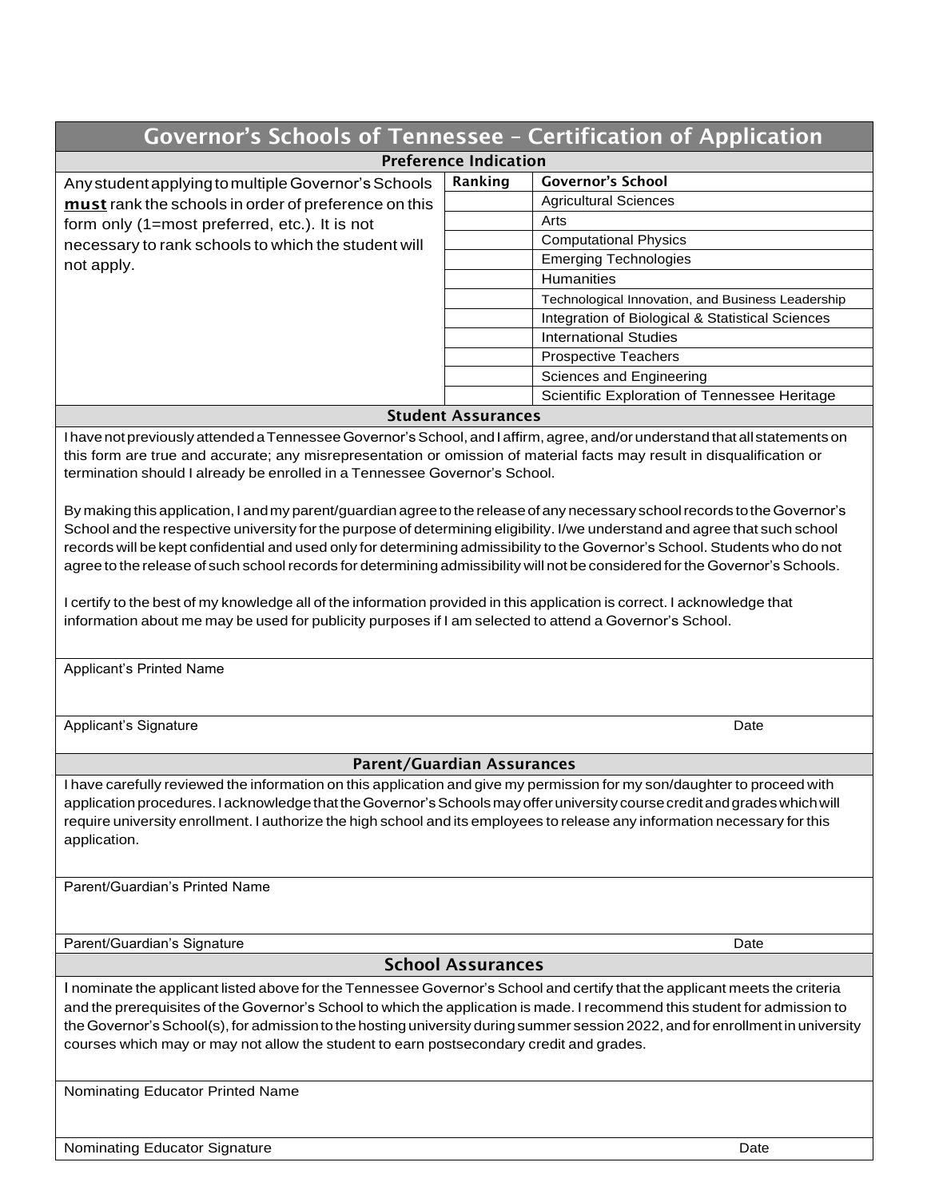# Governor's Schools of Tennessee – Certification of Application

## Preference Indication

Any student applying to multiple Governor's Schools **must** rank the schools in order of preference on this form only (1=most preferred, etc.). It is not necessary to rank schools to which the student will not apply.

| Ranking | Governor's School |
|---|---|
| | Agricultural Sciences |
| | Arts |
| | Computational Physics |
| | Emerging Technologies |
| | Humanities |
| | Technological Innovation, and Business Leadership |
| | Integration of Biological & Statistical Sciences |
| | International Studies |
| | Prospective Teachers |
| | Sciences and Engineering |
| | Scientific Exploration of Tennessee Heritage |

## Student Assurances

I have not previously attended a Tennessee Governor's School, and I affirm, agree, and/or understand that all statements on this form are true and accurate; any misrepresentation or omission of material facts may result in disqualification or termination should I already be enrolled in a Tennessee Governor's School.

By making this application, I and my parent/guardian agree to the release of any necessary school records to the Governor's School and the respective university for the purpose of determining eligibility. I/we understand and agree that such school records will be kept confidential and used only for determining admissibility to the Governor's School. Students who do not agree to the release of such school records for determining admissibility will not be considered for the Governor's Schools.

I certify to the best of my knowledge all of the information provided in this application is correct. I acknowledge that information about me may be used for publicity purposes if I am selected to attend a Governor's School.

Applicant's Printed Name

Applicant's Signature  Date

## Parent/Guardian Assurances

I have carefully reviewed the information on this application and give my permission for my son/daughter to proceed with application procedures. I acknowledge that the Governor's Schools may offer university course credit and grades which will require university enrollment. I authorize the high school and its employees to release any information necessary for this application.

Parent/Guardian's Printed Name

Parent/Guardian's Signature  Date

## School Assurances

I nominate the applicant listed above for the Tennessee Governor's School and certify that the applicant meets the criteria and the prerequisites of the Governor's School to which the application is made. I recommend this student for admission to the Governor's School(s), for admission to the hosting university during summer session 2022, and for enrollment in university courses which may or may not allow the student to earn postsecondary credit and grades.

Nominating Educator Printed Name

Nominating Educator Signature  Date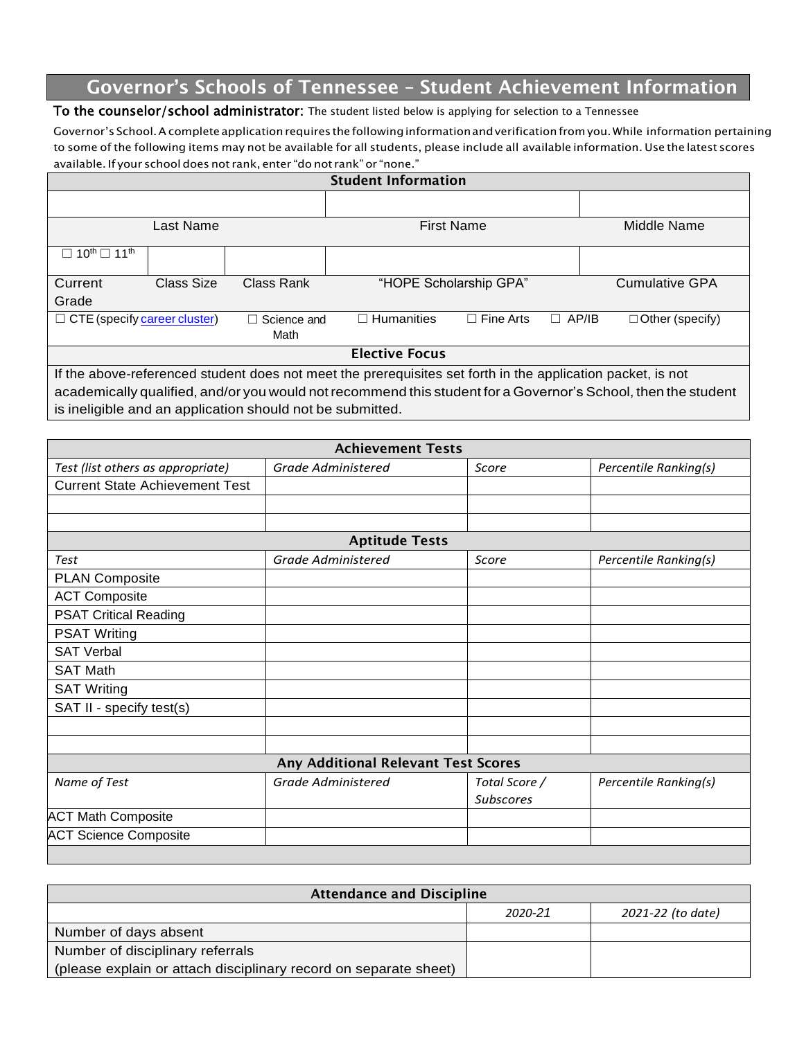# Governor's Schools of Tennessee – Student Achievement Information

**To the counselor/school administrator:** The student listed below is applying for selection to a Tennessee Governor's School. A complete application requires the following information and verification from you. While information pertaining to some of the following items may not be available for all students, please include all available information. Use the latest scores available. If your school does not rank, enter "do not rank" or "none."

| Student Information | | | | |
|---|---|---|---|---|
| | | | | |
| Last Name | | First Name | | Middle Name |
| ☐ 10th ☐ 11th | | | | |
| Current Grade | Class Size | Class Rank | "HOPE Scholarship GPA" | Cumulative GPA |

| ☐ CTE (specify career cluster) | ☐ Science and Math | ☐ Humanities | ☐ Fine Arts | ☐ AP/IB | ☐ Other (specify) |
|---|---|---|---|---|---|

**Elective Focus**

If the above-referenced student does not meet the prerequisites set forth in the application packet, is not academically qualified, and/or you would not recommend this student for a Governor's School, then the student is ineligible and an application should not be submitted.

| Achievement Tests | | | |
|---|---|---|---|
| *Test (list others as appropriate)* | *Grade Administered* | *Score* | *Percentile Ranking(s)* |
| Current State Achievement Test | | | |
| | | | |
| | | | |

| Aptitude Tests | | | |
|---|---|---|---|
| *Test* | *Grade Administered* | *Score* | *Percentile Ranking(s)* |
| PLAN Composite | | | |
| ACT Composite | | | |
| PSAT Critical Reading | | | |
| PSAT Writing | | | |
| SAT Verbal | | | |
| SAT Math | | | |
| SAT Writing | | | |
| SAT II - specify test(s) | | | |
| | | | |
| | | | |

| Any Additional Relevant Test Scores | | | |
|---|---|---|---|
| *Name of Test* | *Grade Administered* | *Total Score / Subscores* | *Percentile Ranking(s)* |
| ACT Math Composite | | | |
| ACT Science Composite | | | |

| Attendance and Discipline | | |
|---|---|---|
| | *2020-21* | *2021-22 (to date)* |
| Number of days absent | | |
| Number of disciplinary referrals (please explain or attach disciplinary record on separate sheet) | | |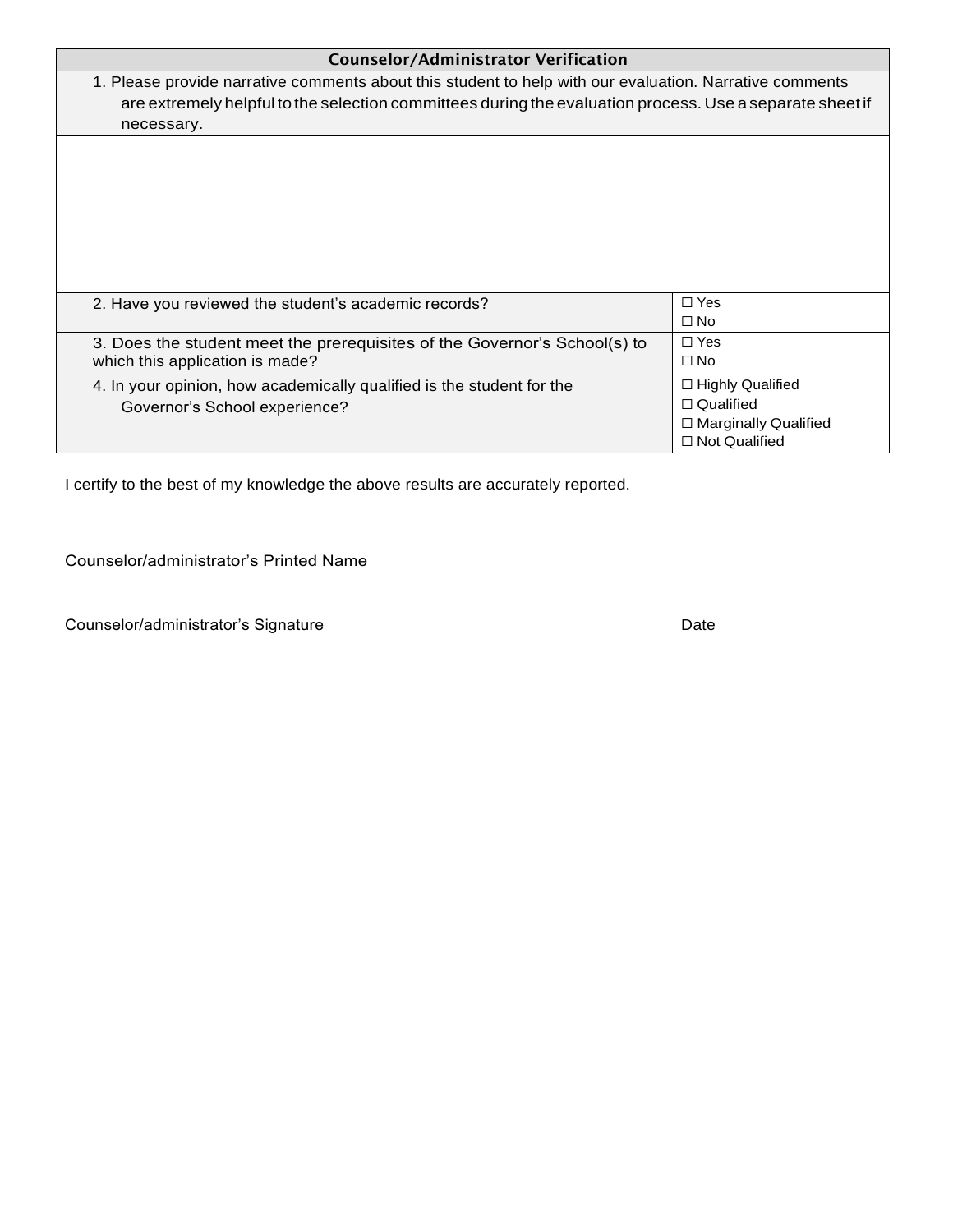| Counselor/Administrator Verification | |
|---|---|
| 1. Please provide narrative comments about this student to help with our evaluation. Narrative comments are extremely helpful to the selection committees during the evaluation process. Use a separate sheet if necessary. | |
| | |
| 2. Have you reviewed the student's academic records? | ☐ Yes<br>☐ No |
| 3. Does the student meet the prerequisites of the Governor's School(s) to which this application is made? | ☐ Yes<br>☐ No |
| 4. In your opinion, how academically qualified is the student for the Governor's School experience? | ☐ Highly Qualified<br>☐ Qualified<br>☐ Marginally Qualified<br>☐ Not Qualified |

I certify to the best of my knowledge the above results are accurately reported.

_______________________________________________

Counselor/administrator's Printed Name

_______________________________________________

Counselor/administrator's Signature Date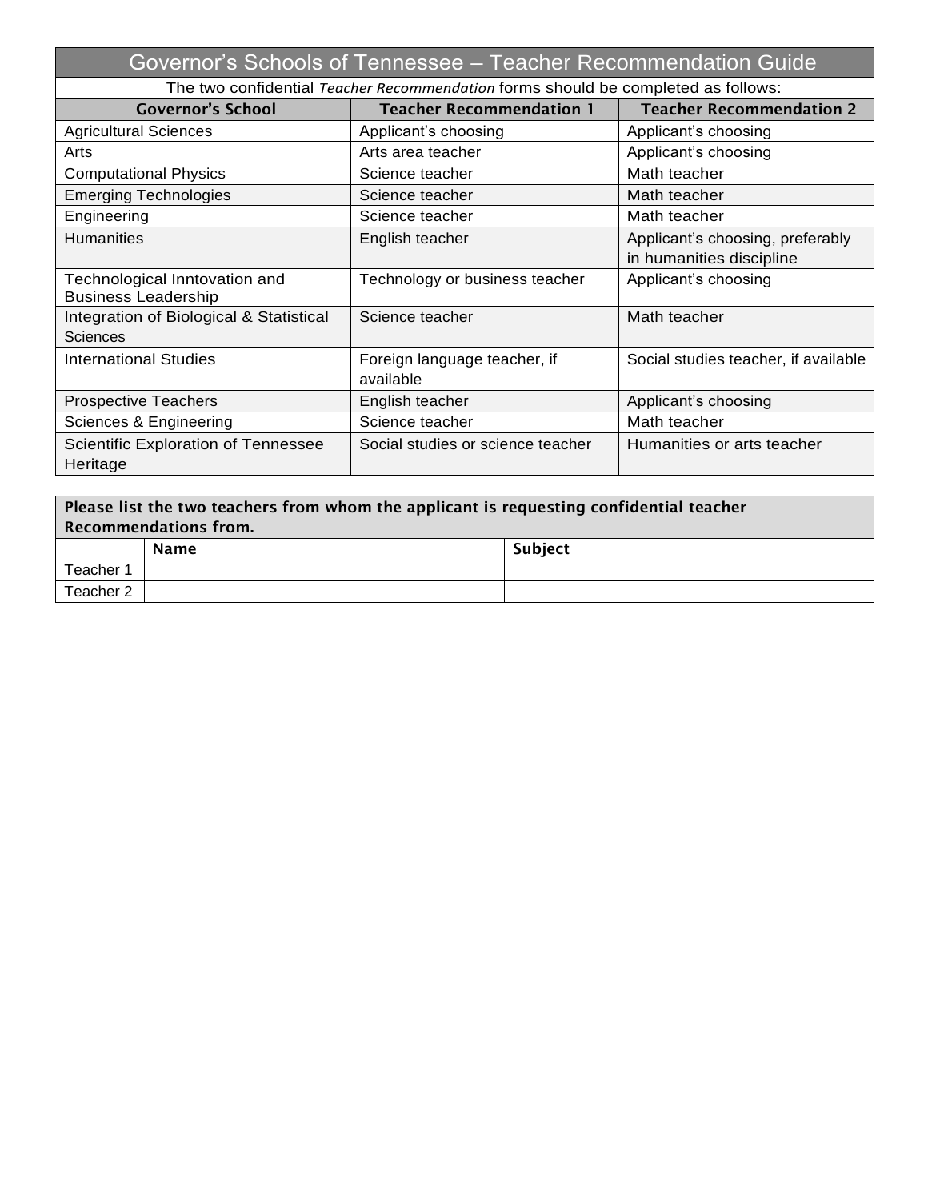# Governor's Schools of Tennessee – Teacher Recommendation Guide

The two confidential *Teacher Recommendation* forms should be completed as follows:

| Governor's School | Teacher Recommendation 1 | Teacher Recommendation 2 |
|---|---|---|
| Agricultural Sciences | Applicant's choosing | Applicant's choosing |
| Arts | Arts area teacher | Applicant's choosing |
| Computational Physics | Science teacher | Math teacher |
| Emerging Technologies | Science teacher | Math teacher |
| Engineering | Science teacher | Math teacher |
| Humanities | English teacher | Applicant's choosing, preferably in humanities discipline |
| Technological Inntovation and Business Leadership | Technology or business teacher | Applicant's choosing |
| Integration of Biological & Statistical Sciences | Science teacher | Math teacher |
| International Studies | Foreign language teacher, if available | Social studies teacher, if available |
| Prospective Teachers | English teacher | Applicant's choosing |
| Sciences & Engineering | Science teacher | Math teacher |
| Scientific Exploration of Tennessee Heritage | Social studies or science teacher | Humanities or arts teacher |

**Please list the two teachers from whom the applicant is requesting confidential teacher Recommendations from.**

| | Name | Subject |
|---|---|---|
| Teacher 1 | | |
| Teacher 2 | | |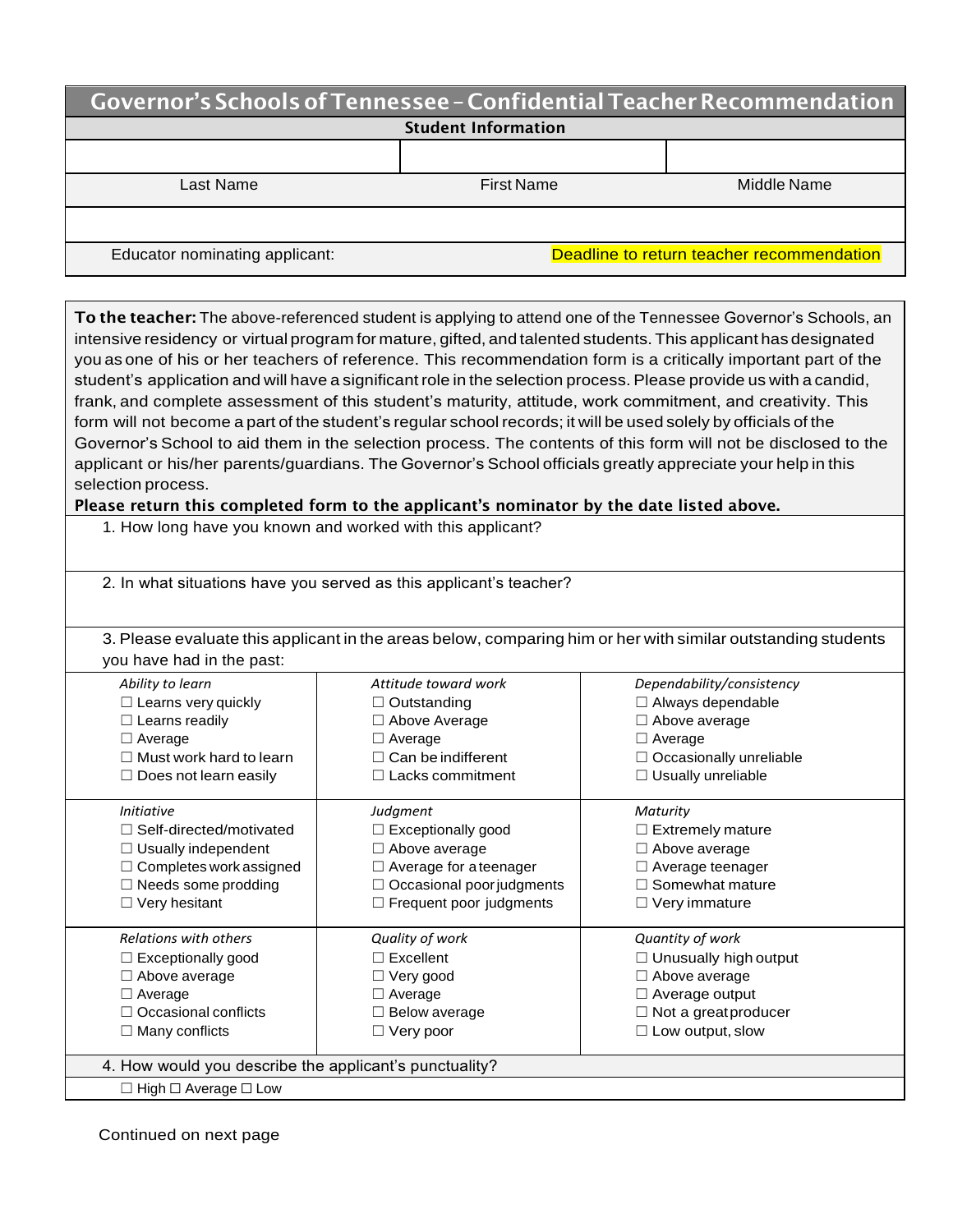# Governor's Schools of Tennessee – Confidential Teacher Recommendation

## Student Information

| | | |
|---|---|---|
| | | |
| Last Name | First Name | Middle Name |

| | |
|---|---|
| | |
| Educator nominating applicant: | Deadline to return teacher recommendation |

**To the teacher:** The above-referenced student is applying to attend one of the Tennessee Governor's Schools, an intensive residency or virtual program for mature, gifted, and talented students. This applicant has designated you as one of his or her teachers of reference. This recommendation form is a critically important part of the student's application and will have a significant role in the selection process. Please provide us with a candid, frank, and complete assessment of this student's maturity, attitude, work commitment, and creativity. This form will not become a part of the student's regular school records; it will be used solely by officials of the Governor's School to aid them in the selection process. The contents of this form will not be disclosed to the applicant or his/her parents/guardians. The Governor's School officials greatly appreciate your help in this selection process.

**Please return this completed form to the applicant's nominator by the date listed above.**

1. How long have you known and worked with this applicant?

2. In what situations have you served as this applicant's teacher?

3. Please evaluate this applicant in the areas below, comparing him or her with similar outstanding students you have had in the past:

| *Ability to learn* | *Attitude toward work* | *Dependability/consistency* |
|---|---|---|
| ☐ Learns very quickly<br>☐ Learns readily<br>☐ Average<br>☐ Must work hard to learn<br>☐ Does not learn easily | ☐ Outstanding<br>☐ Above Average<br>☐ Average<br>☐ Can be indifferent<br>☐ Lacks commitment | ☐ Always dependable<br>☐ Above average<br>☐ Average<br>☐ Occasionally unreliable<br>☐ Usually unreliable |
| ***Initiative*** | ***Judgment*** | ***Maturity*** |
| ☐ Self-directed/motivated<br>☐ Usually independent<br>☐ Completes work assigned<br>☐ Needs some prodding<br>☐ Very hesitant | ☐ Exceptionally good<br>☐ Above average<br>☐ Average for a teenager<br>☐ Occasional poor judgments<br>☐ Frequent poor judgments | ☐ Extremely mature<br>☐ Above average<br>☐ Average teenager<br>☐ Somewhat mature<br>☐ Very immature |
| ***Relations with others*** | ***Quality of work*** | ***Quantity of work*** |
| ☐ Exceptionally good<br>☐ Above average<br>☐ Average<br>☐ Occasional conflicts<br>☐ Many conflicts | ☐ Excellent<br>☐ Very good<br>☐ Average<br>☐ Below average<br>☐ Very poor | ☐ Unusually high output<br>☐ Above average<br>☐ Average output<br>☐ Not a great producer<br>☐ Low output, slow |

4. How would you describe the applicant's punctuality?

☐ High ☐ Average ☐ Low

Continued on next page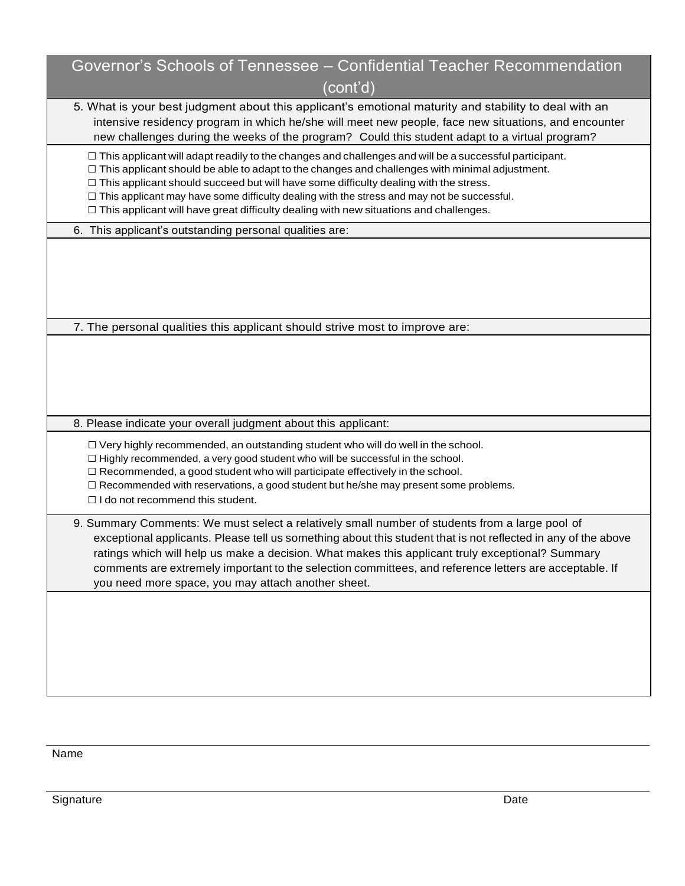## Governor's Schools of Tennessee – Confidential Teacher Recommendation (cont'd)

5. What is your best judgment about this applicant's emotional maturity and stability to deal with an intensive residency program in which he/she will meet new people, face new situations, and encounter new challenges during the weeks of the program? Could this student adapt to a virtual program?

☐ This applicant will adapt readily to the changes and challenges and will be a successful participant.
☐ This applicant should be able to adapt to the changes and challenges with minimal adjustment.
☐ This applicant should succeed but will have some difficulty dealing with the stress.
☐ This applicant may have some difficulty dealing with the stress and may not be successful.
☐ This applicant will have great difficulty dealing with new situations and challenges.

6. This applicant's outstanding personal qualities are:

7. The personal qualities this applicant should strive most to improve are:

8. Please indicate your overall judgment about this applicant:

☐ Very highly recommended, an outstanding student who will do well in the school.
☐ Highly recommended, a very good student who will be successful in the school.
☐ Recommended, a good student who will participate effectively in the school.
☐ Recommended with reservations, a good student but he/she may present some problems.
☐ I do not recommend this student.

9. Summary Comments: We must select a relatively small number of students from a large pool of exceptional applicants. Please tell us something about this student that is not reflected in any of the above ratings which will help us make a decision. What makes this applicant truly exceptional? Summary comments are extremely important to the selection committees, and reference letters are acceptable. If you need more space, you may attach another sheet.

Name

Signature Date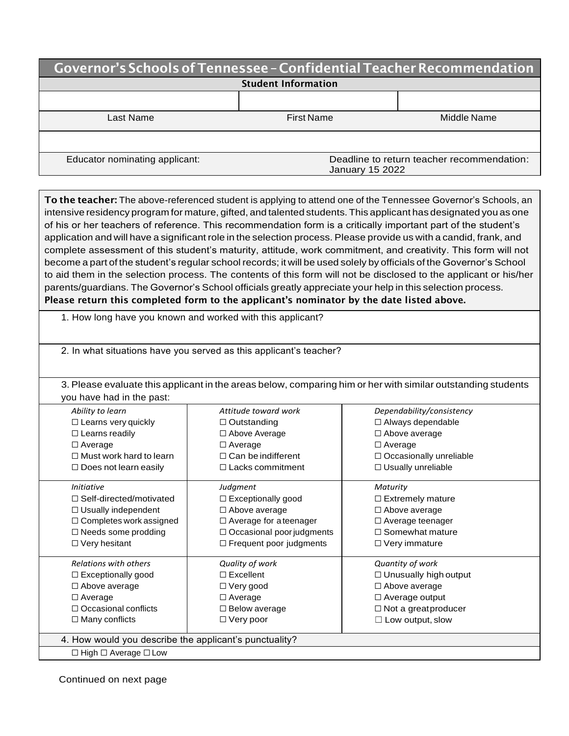# Governor's Schools of Tennessee – Confidential Teacher Recommendation

**Student Information**

| | | |
|---|---|---|
| | | |
| Last Name | First Name | Middle Name |

| | |
|---|---|
| | |
| Educator nominating applicant: | Deadline to return teacher recommendation: January 15 2022 |

**To the teacher:** The above-referenced student is applying to attend one of the Tennessee Governor's Schools, an intensive residency program for mature, gifted, and talented students. This applicant has designated you as one of his or her teachers of reference. This recommendation form is a critically important part of the student's application and will have a significant role in the selection process. Please provide us with a candid, frank, and complete assessment of this student's maturity, attitude, work commitment, and creativity. This form will not become a part of the student's regular school records; it will be used solely by officials of the Governor's School to aid them in the selection process. The contents of this form will not be disclosed to the applicant or his/her parents/guardians. The Governor's School officials greatly appreciate your help in this selection process.
**Please return this completed form to the applicant's nominator by the date listed above.**

1. How long have you known and worked with this applicant?

2. In what situations have you served as this applicant's teacher?

3. Please evaluate this applicant in the areas below, comparing him or her with similar outstanding students you have had in the past:

| | | |
|---|---|---|
| *Ability to learn*<br>☐ Learns very quickly<br>☐ Learns readily<br>☐ Average<br>☐ Must work hard to learn<br>☐ Does not learn easily | *Attitude toward work*<br>☐ Outstanding<br>☐ Above Average<br>☐ Average<br>☐ Can be indifferent<br>☐ Lacks commitment | *Dependability/consistency*<br>☐ Always dependable<br>☐ Above average<br>☐ Average<br>☐ Occasionally unreliable<br>☐ Usually unreliable |
| *Initiative*<br>☐ Self-directed/motivated<br>☐ Usually independent<br>☐ Completes work assigned<br>☐ Needs some prodding<br>☐ Very hesitant | *Judgment*<br>☐ Exceptionally good<br>☐ Above average<br>☐ Average for a teenager<br>☐ Occasional poor judgments<br>☐ Frequent poor judgments | *Maturity*<br>☐ Extremely mature<br>☐ Above average<br>☐ Average teenager<br>☐ Somewhat mature<br>☐ Very immature |
| *Relations with others*<br>☐ Exceptionally good<br>☐ Above average<br>☐ Average<br>☐ Occasional conflicts<br>☐ Many conflicts | *Quality of work*<br>☐ Excellent<br>☐ Very good<br>☐ Average<br>☐ Below average<br>☐ Very poor | *Quantity of work*<br>☐ Unusually high output<br>☐ Above average<br>☐ Average output<br>☐ Not a great producer<br>☐ Low output, slow |

4. How would you describe the applicant's punctuality?

☐ High ☐ Average ☐ Low

Continued on next page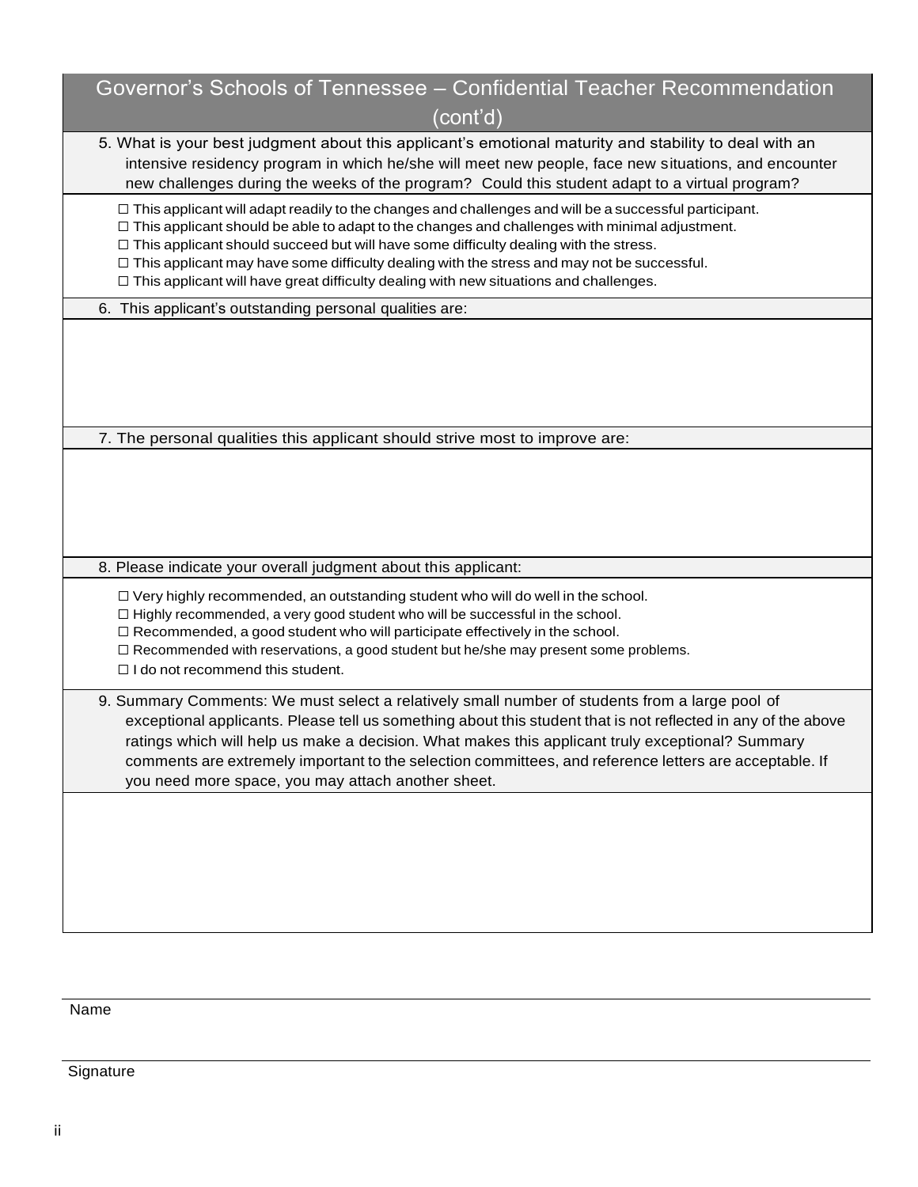## Governor's Schools of Tennessee – Confidential Teacher Recommendation (cont'd)

5. What is your best judgment about this applicant's emotional maturity and stability to deal with an intensive residency program in which he/she will meet new people, face new situations, and encounter new challenges during the weeks of the program? Could this student adapt to a virtual program?

☐ This applicant will adapt readily to the changes and challenges and will be a successful participant.
☐ This applicant should be able to adapt to the changes and challenges with minimal adjustment.
☐ This applicant should succeed but will have some difficulty dealing with the stress.
☐ This applicant may have some difficulty dealing with the stress and may not be successful.
☐ This applicant will have great difficulty dealing with new situations and challenges.

6. This applicant's outstanding personal qualities are:

7. The personal qualities this applicant should strive most to improve are:

8. Please indicate your overall judgment about this applicant:

☐ Very highly recommended, an outstanding student who will do well in the school.
☐ Highly recommended, a very good student who will be successful in the school.
☐ Recommended, a good student who will participate effectively in the school.
☐ Recommended with reservations, a good student but he/she may present some problems.
☐ I do not recommend this student.

9. Summary Comments: We must select a relatively small number of students from a large pool of exceptional applicants. Please tell us something about this student that is not reflected in any of the above ratings which will help us make a decision. What makes this applicant truly exceptional? Summary comments are extremely important to the selection committees, and reference letters are acceptable. If you need more space, you may attach another sheet.

Name

Signature